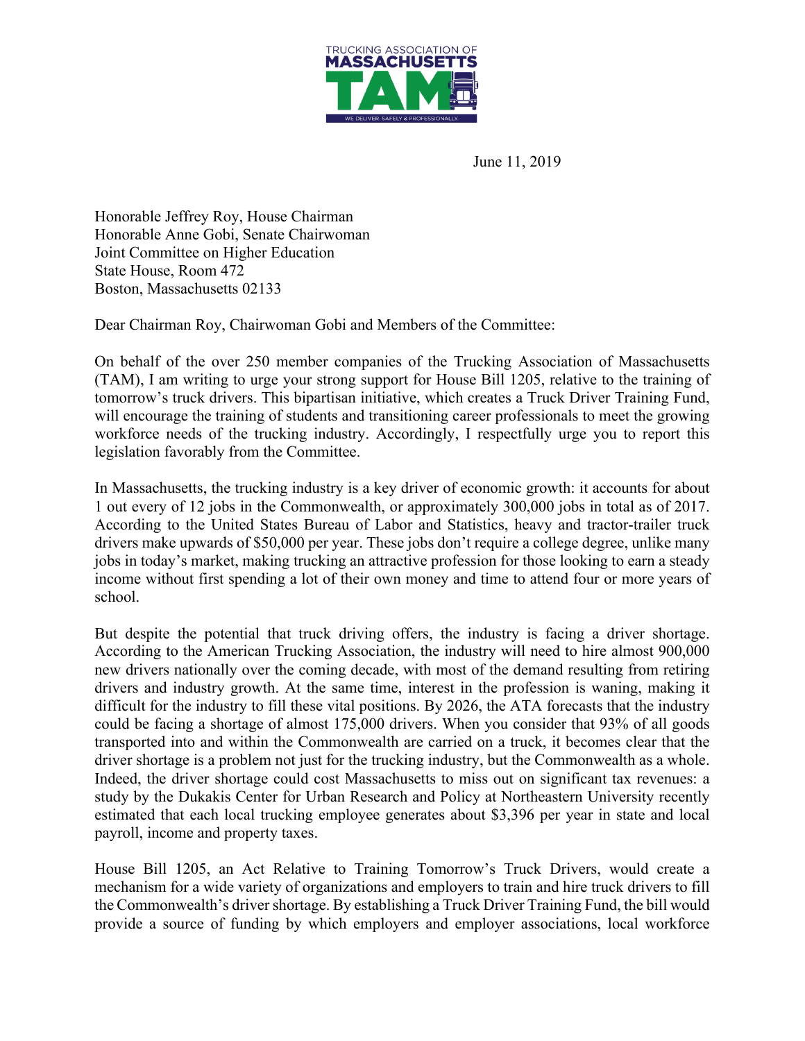TRUCKING ASSOCIATION OF MASSACHUSETTS

TAM

WE DELIVER. SAFELY & PROFESSIONALLY.

June 11, 2019

Honorable Jeffrey Roy, House Chairman
Honorable Anne Gobi, Senate Chairwoman
Joint Committee on Higher Education
State House, Room 472
Boston, Massachusetts 02133

Dear Chairman Roy, Chairwoman Gobi and Members of the Committee:

On behalf of the over 250 member companies of the Trucking Association of Massachusetts (TAM), I am writing to urge your strong support for House Bill 1205, relative to the training of tomorrow's truck drivers. This bipartisan initiative, which creates a Truck Driver Training Fund, will encourage the training of students and transitioning career professionals to meet the growing workforce needs of the trucking industry. Accordingly, I respectfully urge you to report this legislation favorably from the Committee.

In Massachusetts, the trucking industry is a key driver of economic growth: it accounts for about 1 out every of 12 jobs in the Commonwealth, or approximately 300,000 jobs in total as of 2017. According to the United States Bureau of Labor and Statistics, heavy and tractor-trailer truck drivers make upwards of $50,000 per year. These jobs don't require a college degree, unlike many jobs in today's market, making trucking an attractive profession for those looking to earn a steady income without first spending a lot of their own money and time to attend four or more years of school.

But despite the potential that truck driving offers, the industry is facing a driver shortage. According to the American Trucking Association, the industry will need to hire almost 900,000 new drivers nationally over the coming decade, with most of the demand resulting from retiring drivers and industry growth. At the same time, interest in the profession is waning, making it difficult for the industry to fill these vital positions. By 2026, the ATA forecasts that the industry could be facing a shortage of almost 175,000 drivers. When you consider that 93% of all goods transported into and within the Commonwealth are carried on a truck, it becomes clear that the driver shortage is a problem not just for the trucking industry, but the Commonwealth as a whole. Indeed, the driver shortage could cost Massachusetts to miss out on significant tax revenues: a study by the Dukakis Center for Urban Research and Policy at Northeastern University recently estimated that each local trucking employee generates about $3,396 per year in state and local payroll, income and property taxes.

House Bill 1205, an Act Relative to Training Tomorrow's Truck Drivers, would create a mechanism for a wide variety of organizations and employers to train and hire truck drivers to fill the Commonwealth's driver shortage. By establishing a Truck Driver Training Fund, the bill would provide a source of funding by which employers and employer associations, local workforce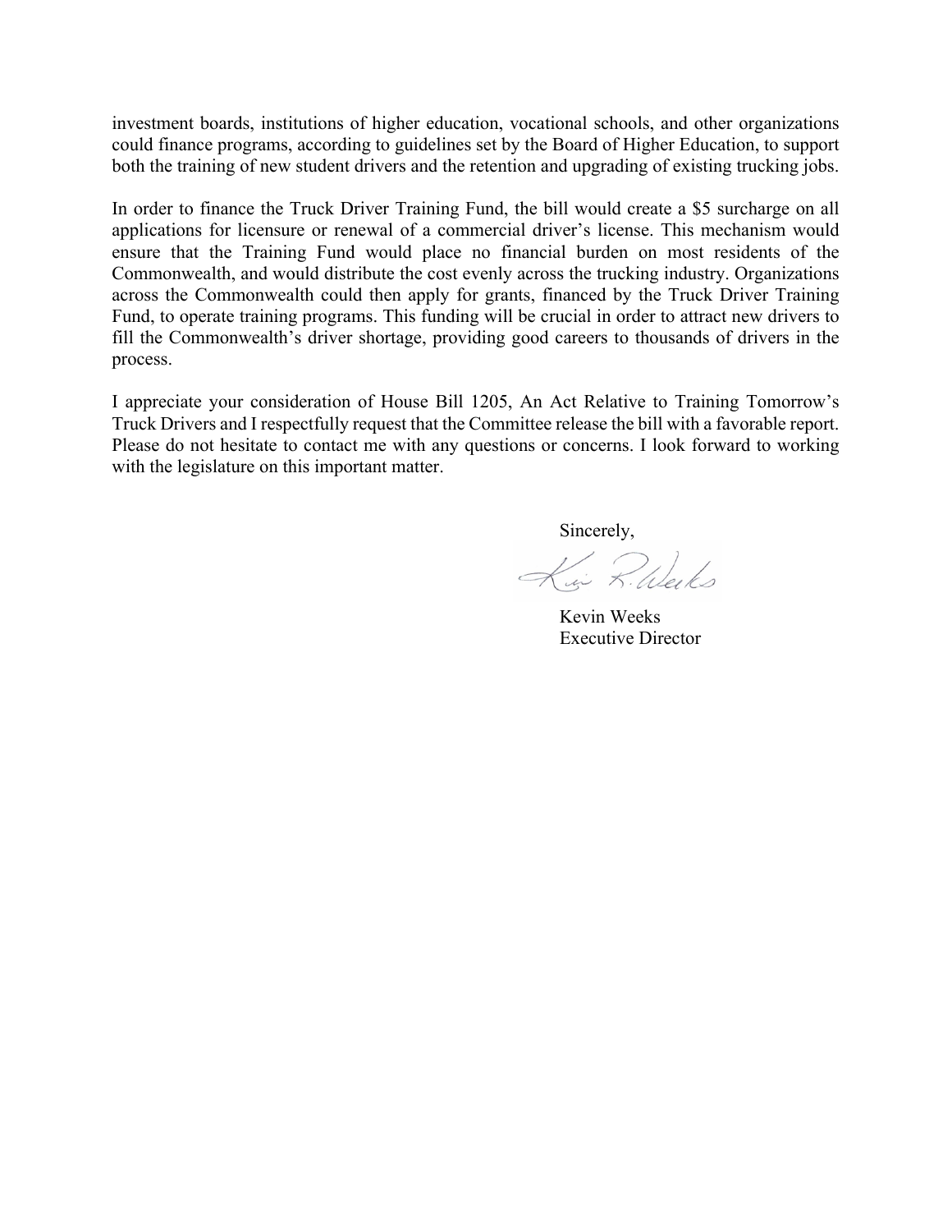investment boards, institutions of higher education, vocational schools, and other organizations could finance programs, according to guidelines set by the Board of Higher Education, to support both the training of new student drivers and the retention and upgrading of existing trucking jobs.

In order to finance the Truck Driver Training Fund, the bill would create a $5 surcharge on all applications for licensure or renewal of a commercial driver's license. This mechanism would ensure that the Training Fund would place no financial burden on most residents of the Commonwealth, and would distribute the cost evenly across the trucking industry. Organizations across the Commonwealth could then apply for grants, financed by the Truck Driver Training Fund, to operate training programs. This funding will be crucial in order to attract new drivers to fill the Commonwealth's driver shortage, providing good careers to thousands of drivers in the process.

I appreciate your consideration of House Bill 1205, An Act Relative to Training Tomorrow's Truck Drivers and I respectfully request that the Committee release the bill with a favorable report. Please do not hesitate to contact me with any questions or concerns. I look forward to working with the legislature on this important matter.

Sincerely,

Kevin Weeks
Executive Director